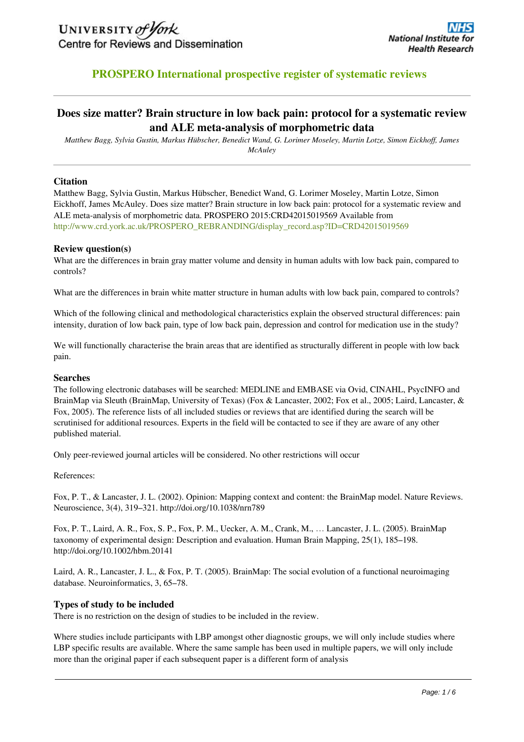University of York Centre for Reviews and Dissemination

NHS National Institute for Health Research

## PROSPERO International prospective register of systematic reviews

# Does size matter? Brain structure in low back pain: protocol for a systematic review and ALE meta-analysis of morphometric data

*Matthew Bagg, Sylvia Gustin, Markus Hübscher, Benedict Wand, G. Lorimer Moseley, Martin Lotze, Simon Eickhoff, James McAuley*

### Citation

Matthew Bagg, Sylvia Gustin, Markus Hübscher, Benedict Wand, G. Lorimer Moseley, Martin Lotze, Simon Eickhoff, James McAuley. Does size matter? Brain structure in low back pain: protocol for a systematic review and ALE meta-analysis of morphometric data. PROSPERO 2015:CRD42015019569 Available from http://www.crd.york.ac.uk/PROSPERO_REBRANDING/display_record.asp?ID=CRD42015019569

### Review question(s)

What are the differences in brain gray matter volume and density in human adults with low back pain, compared to controls?

What are the differences in brain white matter structure in human adults with low back pain, compared to controls?

Which of the following clinical and methodological characteristics explain the observed structural differences: pain intensity, duration of low back pain, type of low back pain, depression and control for medication use in the study?

We will functionally characterise the brain areas that are identified as structurally different in people with low back pain.

### Searches

The following electronic databases will be searched: MEDLINE and EMBASE via Ovid, CINAHL, PsycINFO and BrainMap via Sleuth (BrainMap, University of Texas) (Fox & Lancaster, 2002; Fox et al., 2005; Laird, Lancaster, & Fox, 2005). The reference lists of all included studies or reviews that are identified during the search will be scrutinised for additional resources. Experts in the field will be contacted to see if they are aware of any other published material.

Only peer-reviewed journal articles will be considered. No other restrictions will occur

References:

Fox, P. T., & Lancaster, J. L. (2002). Opinion: Mapping context and content: the BrainMap model. Nature Reviews. Neuroscience, 3(4), 319–321. http://doi.org/10.1038/nrn789

Fox, P. T., Laird, A. R., Fox, S. P., Fox, P. M., Uecker, A. M., Crank, M., … Lancaster, J. L. (2005). BrainMap taxonomy of experimental design: Description and evaluation. Human Brain Mapping, 25(1), 185–198. http://doi.org/10.1002/hbm.20141

Laird, A. R., Lancaster, J. L., & Fox, P. T. (2005). BrainMap: The social evolution of a functional neuroimaging database. Neuroinformatics, 3, 65–78.

### Types of study to be included

There is no restriction on the design of studies to be included in the review.

Where studies include participants with LBP amongst other diagnostic groups, we will only include studies where LBP specific results are available. Where the same sample has been used in multiple papers, we will only include more than the original paper if each subsequent paper is a different form of analysis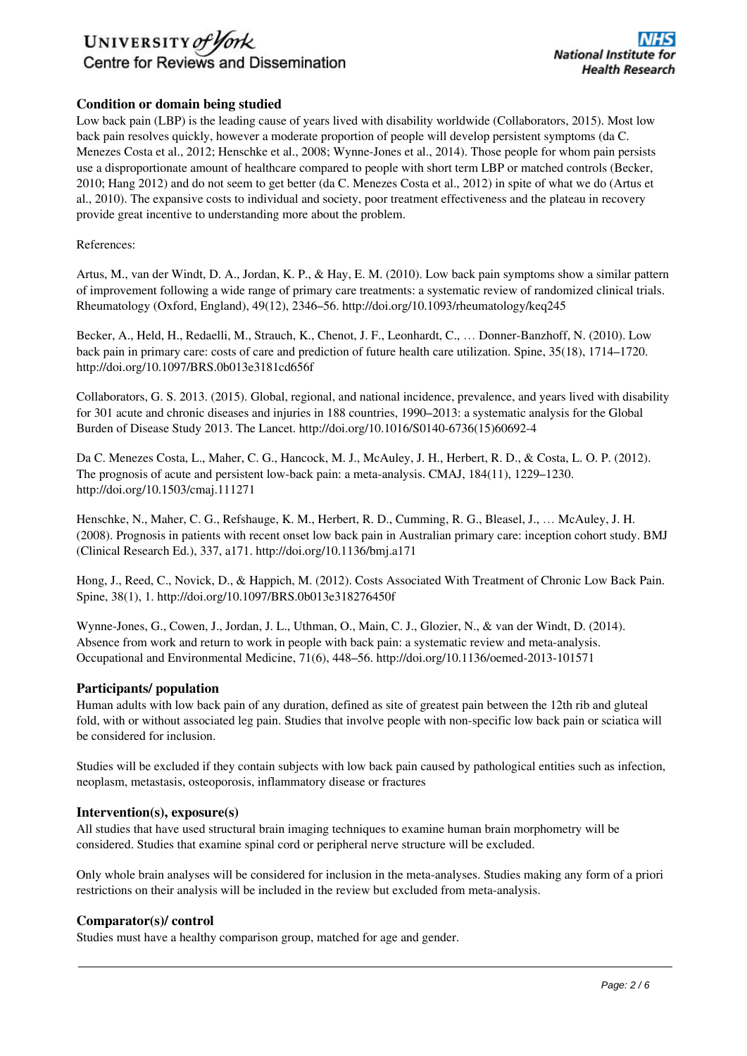### Condition or domain being studied

Low back pain (LBP) is the leading cause of years lived with disability worldwide (Collaborators, 2015). Most low back pain resolves quickly, however a moderate proportion of people will develop persistent symptoms (da C. Menezes Costa et al., 2012; Henschke et al., 2008; Wynne-Jones et al., 2014). Those people for whom pain persists use a disproportionate amount of healthcare compared to people with short term LBP or matched controls (Becker, 2010; Hang 2012) and do not seem to get better (da C. Menezes Costa et al., 2012) in spite of what we do (Artus et al., 2010). The expansive costs to individual and society, poor treatment effectiveness and the plateau in recovery provide great incentive to understanding more about the problem.

References:

Artus, M., van der Windt, D. A., Jordan, K. P., & Hay, E. M. (2010). Low back pain symptoms show a similar pattern of improvement following a wide range of primary care treatments: a systematic review of randomized clinical trials. Rheumatology (Oxford, England), 49(12), 2346–56. http://doi.org/10.1093/rheumatology/keq245

Becker, A., Held, H., Redaelli, M., Strauch, K., Chenot, J. F., Leonhardt, C., … Donner-Banzhoff, N. (2010). Low back pain in primary care: costs of care and prediction of future health care utilization. Spine, 35(18), 1714–1720. http://doi.org/10.1097/BRS.0b013e3181cd656f

Collaborators, G. S. 2013. (2015). Global, regional, and national incidence, prevalence, and years lived with disability for 301 acute and chronic diseases and injuries in 188 countries, 1990–2013: a systematic analysis for the Global Burden of Disease Study 2013. The Lancet. http://doi.org/10.1016/S0140-6736(15)60692-4

Da C. Menezes Costa, L., Maher, C. G., Hancock, M. J., McAuley, J. H., Herbert, R. D., & Costa, L. O. P. (2012). The prognosis of acute and persistent low-back pain: a meta-analysis. CMAJ, 184(11), 1229–1230. http://doi.org/10.1503/cmaj.111271

Henschke, N., Maher, C. G., Refshauge, K. M., Herbert, R. D., Cumming, R. G., Bleasel, J., … McAuley, J. H. (2008). Prognosis in patients with recent onset low back pain in Australian primary care: inception cohort study. BMJ (Clinical Research Ed.), 337, a171. http://doi.org/10.1136/bmj.a171

Hong, J., Reed, C., Novick, D., & Happich, M. (2012). Costs Associated With Treatment of Chronic Low Back Pain. Spine, 38(1), 1. http://doi.org/10.1097/BRS.0b013e318276450f

Wynne-Jones, G., Cowen, J., Jordan, J. L., Uthman, O., Main, C. J., Glozier, N., & van der Windt, D. (2014). Absence from work and return to work in people with back pain: a systematic review and meta-analysis. Occupational and Environmental Medicine, 71(6), 448–56. http://doi.org/10.1136/oemed-2013-101571

### Participants/ population

Human adults with low back pain of any duration, defined as site of greatest pain between the 12th rib and gluteal fold, with or without associated leg pain. Studies that involve people with non-specific low back pain or sciatica will be considered for inclusion.

Studies will be excluded if they contain subjects with low back pain caused by pathological entities such as infection, neoplasm, metastasis, osteoporosis, inflammatory disease or fractures

### Intervention(s), exposure(s)

All studies that have used structural brain imaging techniques to examine human brain morphometry will be considered. Studies that examine spinal cord or peripheral nerve structure will be excluded.

Only whole brain analyses will be considered for inclusion in the meta-analyses. Studies making any form of a priori restrictions on their analysis will be included in the review but excluded from meta-analysis.

### Comparator(s)/ control

Studies must have a healthy comparison group, matched for age and gender.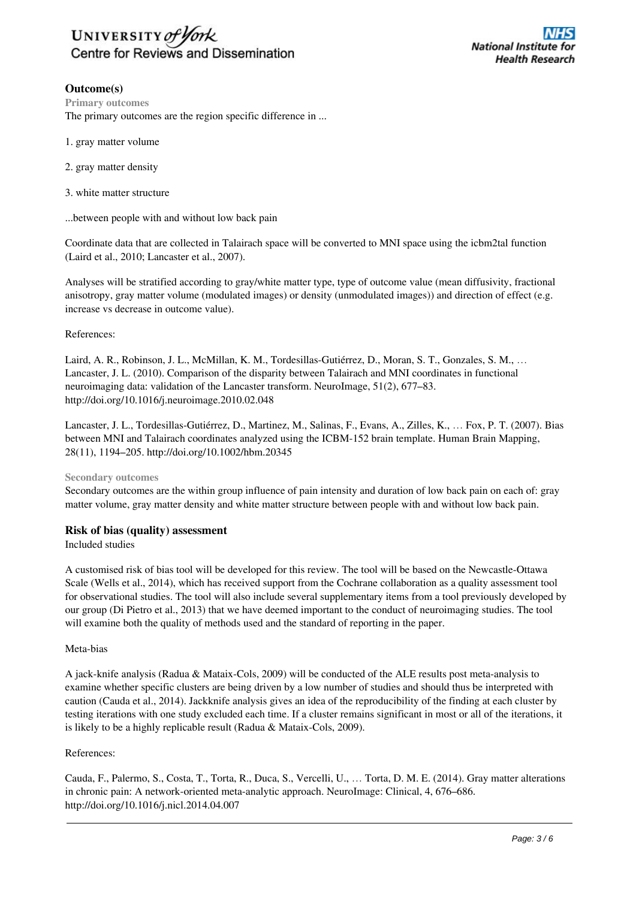## Outcome(s)

### Primary outcomes

The primary outcomes are the region specific difference in ...

1. gray matter volume

2. gray matter density

3. white matter structure

...between people with and without low back pain

Coordinate data that are collected in Talairach space will be converted to MNI space using the icbm2tal function (Laird et al., 2010; Lancaster et al., 2007).

Analyses will be stratified according to gray/white matter type, type of outcome value (mean diffusivity, fractional anisotropy, gray matter volume (modulated images) or density (unmodulated images)) and direction of effect (e.g. increase vs decrease in outcome value).

References:

Laird, A. R., Robinson, J. L., McMillan, K. M., Tordesillas-Gutiérrez, D., Moran, S. T., Gonzales, S. M., … Lancaster, J. L. (2010). Comparison of the disparity between Talairach and MNI coordinates in functional neuroimaging data: validation of the Lancaster transform. NeuroImage, 51(2), 677–83. http://doi.org/10.1016/j.neuroimage.2010.02.048

Lancaster, J. L., Tordesillas-Gutiérrez, D., Martinez, M., Salinas, F., Evans, A., Zilles, K., … Fox, P. T. (2007). Bias between MNI and Talairach coordinates analyzed using the ICBM-152 brain template. Human Brain Mapping, 28(11), 1194–205. http://doi.org/10.1002/hbm.20345

### Secondary outcomes

Secondary outcomes are the within group influence of pain intensity and duration of low back pain on each of: gray matter volume, gray matter density and white matter structure between people with and without low back pain.

## Risk of bias (quality) assessment

Included studies

A customised risk of bias tool will be developed for this review. The tool will be based on the Newcastle-Ottawa Scale (Wells et al., 2014), which has received support from the Cochrane collaboration as a quality assessment tool for observational studies. The tool will also include several supplementary items from a tool previously developed by our group (Di Pietro et al., 2013) that we have deemed important to the conduct of neuroimaging studies. The tool will examine both the quality of methods used and the standard of reporting in the paper.

Meta-bias

A jack-knife analysis (Radua & Mataix-Cols, 2009) will be conducted of the ALE results post meta-analysis to examine whether specific clusters are being driven by a low number of studies and should thus be interpreted with caution (Cauda et al., 2014). Jackknife analysis gives an idea of the reproducibility of the finding at each cluster by testing iterations with one study excluded each time. If a cluster remains significant in most or all of the iterations, it is likely to be a highly replicable result (Radua & Mataix-Cols, 2009).

References:

Cauda, F., Palermo, S., Costa, T., Torta, R., Duca, S., Vercelli, U., … Torta, D. M. E. (2014). Gray matter alterations in chronic pain: A network-oriented meta-analytic approach. NeuroImage: Clinical, 4, 676–686. http://doi.org/10.1016/j.nicl.2014.04.007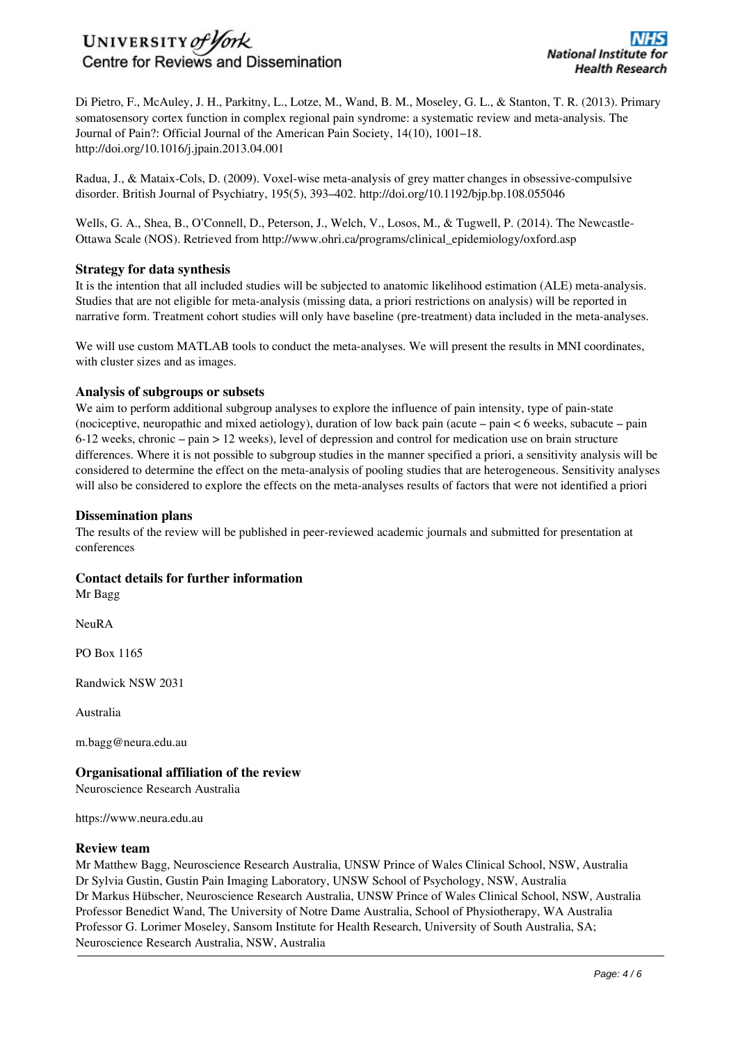Di Pietro, F., McAuley, J. H., Parkitny, L., Lotze, M., Wand, B. M., Moseley, G. L., & Stanton, T. R. (2013). Primary somatosensory cortex function in complex regional pain syndrome: a systematic review and meta-analysis. The Journal of Pain?: Official Journal of the American Pain Society, 14(10), 1001–18. http://doi.org/10.1016/j.jpain.2013.04.001

Radua, J., & Mataix-Cols, D. (2009). Voxel-wise meta-analysis of grey matter changes in obsessive-compulsive disorder. British Journal of Psychiatry, 195(5), 393–402. http://doi.org/10.1192/bjp.bp.108.055046

Wells, G. A., Shea, B., O'Connell, D., Peterson, J., Welch, V., Losos, M., & Tugwell, P. (2014). The Newcastle-Ottawa Scale (NOS). Retrieved from http://www.ohri.ca/programs/clinical_epidemiology/oxford.asp

### Strategy for data synthesis

It is the intention that all included studies will be subjected to anatomic likelihood estimation (ALE) meta-analysis. Studies that are not eligible for meta-analysis (missing data, a priori restrictions on analysis) will be reported in narrative form. Treatment cohort studies will only have baseline (pre-treatment) data included in the meta-analyses.

We will use custom MATLAB tools to conduct the meta-analyses. We will present the results in MNI coordinates, with cluster sizes and as images.

### Analysis of subgroups or subsets

We aim to perform additional subgroup analyses to explore the influence of pain intensity, type of pain-state (nociceptive, neuropathic and mixed aetiology), duration of low back pain (acute – pain < 6 weeks, subacute – pain 6-12 weeks, chronic – pain > 12 weeks), level of depression and control for medication use on brain structure differences. Where it is not possible to subgroup studies in the manner specified a priori, a sensitivity analysis will be considered to determine the effect on the meta-analysis of pooling studies that are heterogeneous. Sensitivity analyses will also be considered to explore the effects on the meta-analyses results of factors that were not identified a priori

### Dissemination plans

The results of the review will be published in peer-reviewed academic journals and submitted for presentation at conferences

### Contact details for further information

Mr Bagg

NeuRA

PO Box 1165

Randwick NSW 2031

Australia

m.bagg@neura.edu.au

### Organisational affiliation of the review

Neuroscience Research Australia

https://www.neura.edu.au

### Review team

Mr Matthew Bagg, Neuroscience Research Australia, UNSW Prince of Wales Clinical School, NSW, Australia
Dr Sylvia Gustin, Gustin Pain Imaging Laboratory, UNSW School of Psychology, NSW, Australia
Dr Markus Hübscher, Neuroscience Research Australia, UNSW Prince of Wales Clinical School, NSW, Australia
Professor Benedict Wand, The University of Notre Dame Australia, School of Physiotherapy, WA Australia
Professor G. Lorimer Moseley, Sansom Institute for Health Research, University of South Australia, SA; Neuroscience Research Australia, NSW, Australia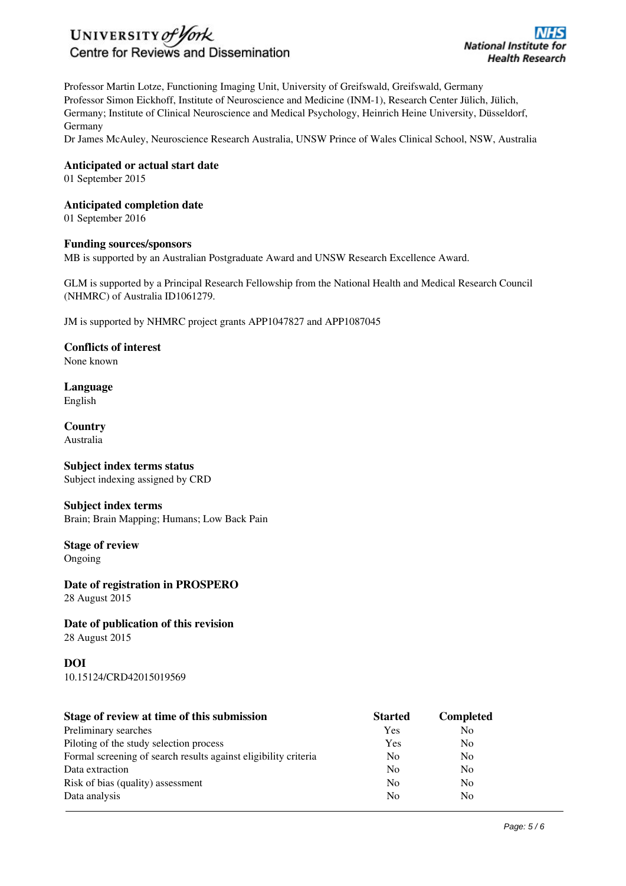Professor Martin Lotze, Functioning Imaging Unit, University of Greifswald, Greifswald, Germany
Professor Simon Eickhoff, Institute of Neuroscience and Medicine (INM-1), Research Center Jülich, Jülich, Germany; Institute of Clinical Neuroscience and Medical Psychology, Heinrich Heine University, Düsseldorf, Germany
Dr James McAuley, Neuroscience Research Australia, UNSW Prince of Wales Clinical School, NSW, Australia

**Anticipated or actual start date**
01 September 2015

**Anticipated completion date**
01 September 2016

**Funding sources/sponsors**
MB is supported by an Australian Postgraduate Award and UNSW Research Excellence Award.

GLM is supported by a Principal Research Fellowship from the National Health and Medical Research Council (NHMRC) of Australia ID1061279.

JM is supported by NHMRC project grants APP1047827 and APP1087045

**Conflicts of interest**
None known

**Language**
English

**Country**
Australia

**Subject index terms status**
Subject indexing assigned by CRD

**Subject index terms**
Brain; Brain Mapping; Humans; Low Back Pain

**Stage of review**
Ongoing

**Date of registration in PROSPERO**
28 August 2015

**Date of publication of this revision**
28 August 2015

**DOI**
10.15124/CRD42015019569

| Stage of review at time of this submission | Started | Completed |
|---|---|---|
| Preliminary searches | Yes | No |
| Piloting of the study selection process | Yes | No |
| Formal screening of search results against eligibility criteria | No | No |
| Data extraction | No | No |
| Risk of bias (quality) assessment | No | No |
| Data analysis | No | No |